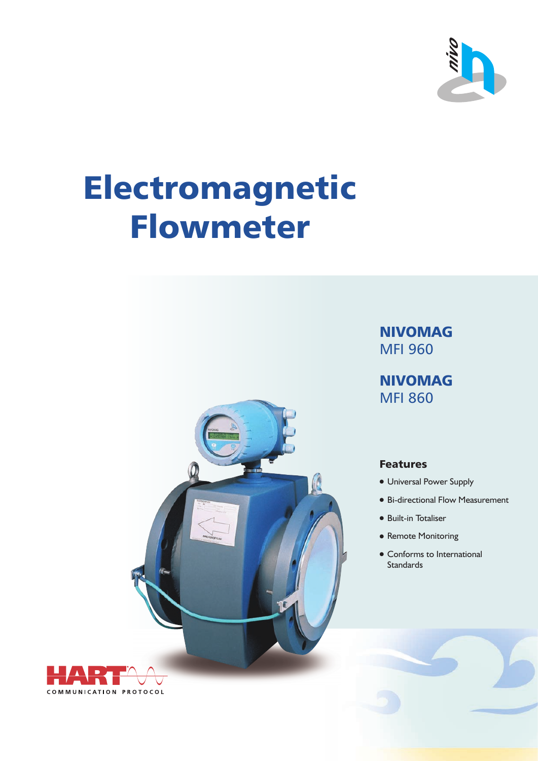# Electromagnetic Flowmeter

**NIVOMAG**
MFI 960

**NIVOMAG**
MFI 860

### Features

- Universal Power Supply
- Bi-directional Flow Measurement
- Built-in Totaliser
- Remote Monitoring
- Conforms to International Standards

HART COMMUNICATION PROTOCOL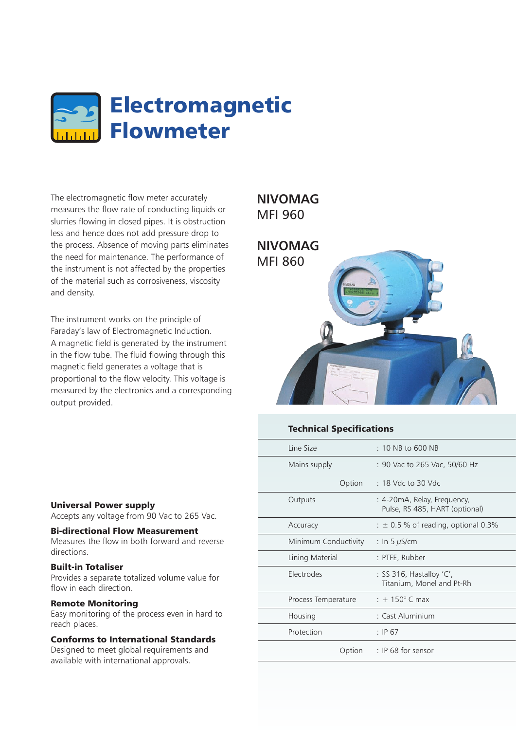# Electromagnetic Flowmeter

The electromagnetic flow meter accurately measures the flow rate of conducting liquids or slurries flowing in closed pipes. It is obstruction less and hence does not add pressure drop to the process. Absence of moving parts eliminates the need for maintenance. The performance of the instrument is not affected by the properties of the material such as corrosiveness, viscosity and density.

The instrument works on the principle of Faraday's law of Electromagnetic Induction. A magnetic field is generated by the instrument in the flow tube. The fluid flowing through this magnetic field generates a voltage that is proportional to the flow velocity. This voltage is measured by the electronics and a corresponding output provided.

**NIVOMAG**
MFI 960

**NIVOMAG**
MFI 860

**Universal Power supply**
Accepts any voltage from 90 Vac to 265 Vac.

**Bi-directional Flow Measurement**
Measures the flow in both forward and reverse directions.

**Built-in Totaliser**
Provides a separate totalized volume value for flow in each direction.

**Remote Monitoring**
Easy monitoring of the process even in hard to reach places.

**Conforms to International Standards**
Designed to meet global requirements and available with international approvals.

### Technical Specifications

| | |
|---|---|
| Line Size | : 10 NB to 600 NB |
| Mains supply | : 90 Vac to 265 Vac, 50/60 Hz |
| Option | : 18 Vdc to 30 Vdc |
| Outputs | : 4-20mA, Relay, Frequency, Pulse, RS 485, HART (optional) |
| Accuracy | : ± 0.5 % of reading, optional 0.3% |
| Minimum Conductivity | : In 5 $\mu$S/cm |
| Lining Material | : PTFE, Rubber |
| Electrodes | : SS 316, Hastalloy 'C', Titanium, Monel and Pt-Rh |
| Process Temperature | : + 150° C max |
| Housing | : Cast Aluminium |
| Protection | : IP 67 |
| Option | : IP 68 for sensor |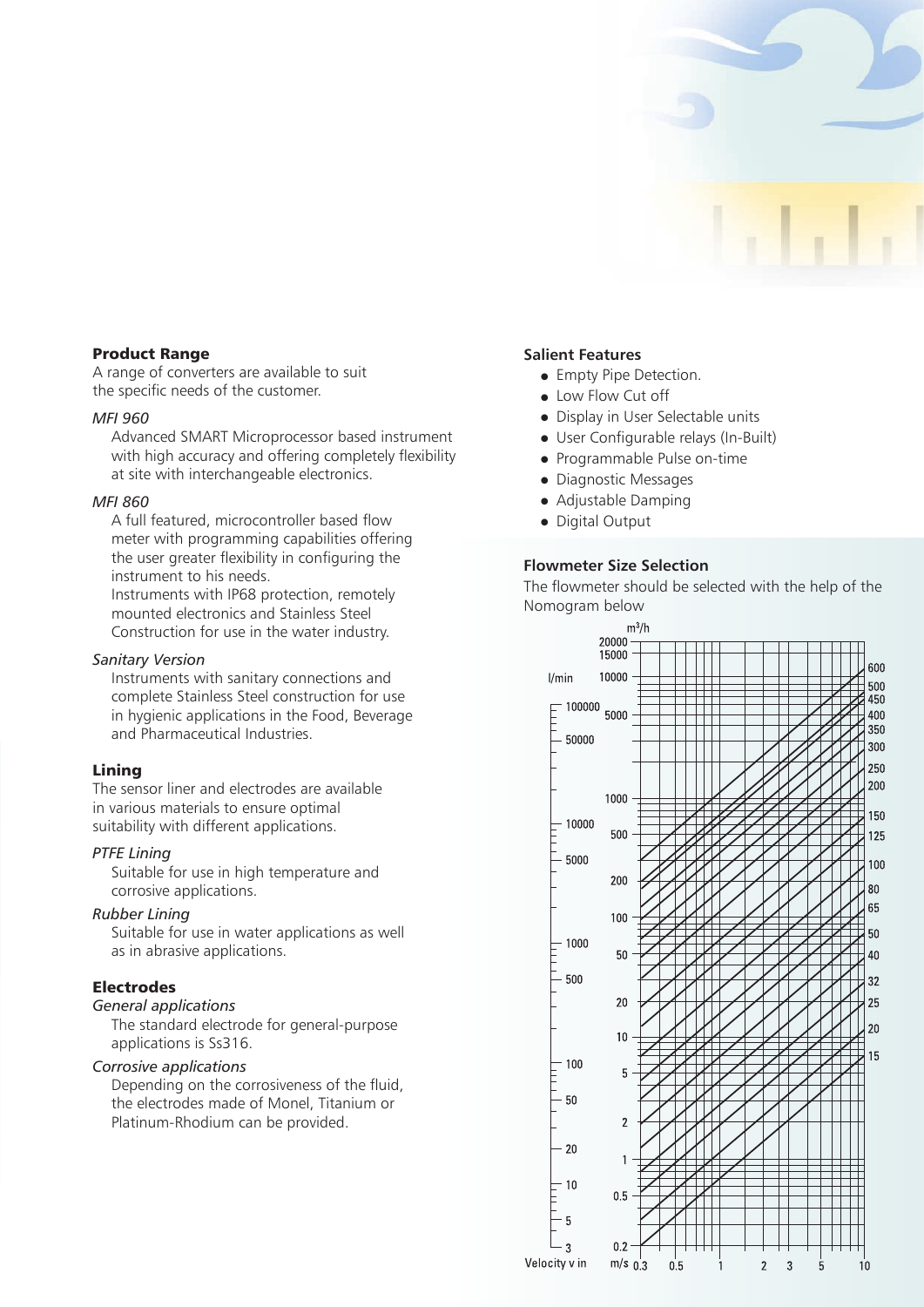## Product Range

A range of converters are available to suit the specific needs of the customer.

*MFI 960*

Advanced SMART Microprocessor based instrument with high accuracy and offering completely flexibility at site with interchangeable electronics.

*MFI 860*

A full featured, microcontroller based flow meter with programming capabilities offering the user greater flexibility in configuring the instrument to his needs.

Instruments with IP68 protection, remotely mounted electronics and Stainless Steel Construction for use in the water industry.

*Sanitary Version*

Instruments with sanitary connections and complete Stainless Steel construction for use in hygienic applications in the Food, Beverage and Pharmaceutical Industries.

## Lining

The sensor liner and electrodes are available in various materials to ensure optimal suitability with different applications.

*PTFE Lining*

Suitable for use in high temperature and corrosive applications.

*Rubber Lining*

Suitable for use in water applications as well as in abrasive applications.

## Electrodes

*General applications*

The standard electrode for general-purpose applications is Ss316.

*Corrosive applications*

Depending on the corrosiveness of the fluid, the electrodes made of Monel, Titanium or Platinum-Rhodium can be provided.

## Salient Features

- Empty Pipe Detection.
- Low Flow Cut off
- Display in User Selectable units
- User Configurable relays (In-Built)
- Programmable Pulse on-time
- Diagnostic Messages
- Adjustable Damping
- Digital Output

## Flowmeter Size Selection

The flowmeter should be selected with the help of the Nomogram below

$m^3/h$: 20000, 15000, 10000, 5000, 1000, 500, 200, 100, 50, 20, 10, 5, 2, 1, 0.5, 0.2

l/min: 100000, 50000, 10000, 5000, 1000, 500, 100, 50, 20, 10, 5, 3

Nominal sizes: 600, 500, 450, 400, 350, 300, 250, 200, 150, 125, 100, 80, 65, 50, 40, 32, 25, 20, 15

Velocity v in m/s: 0.3, 0.5, 1, 2, 3, 5, 10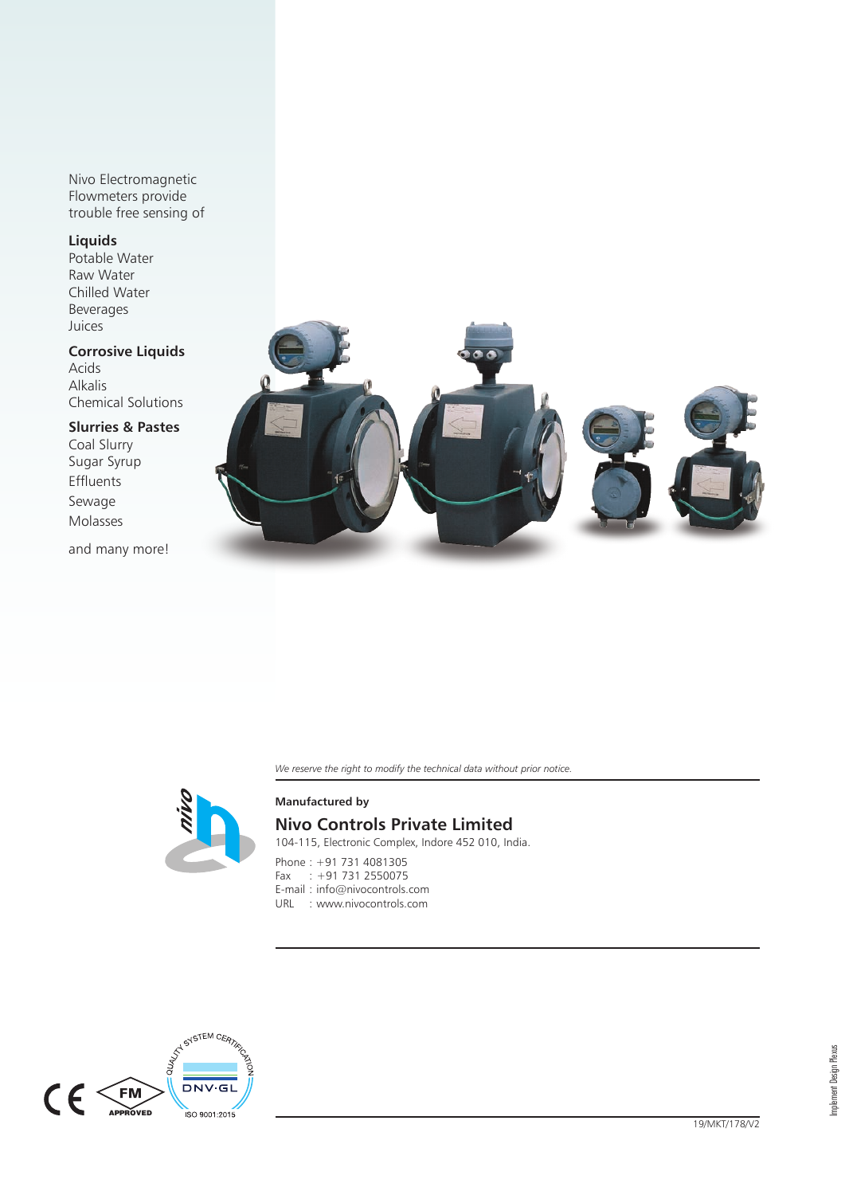Nivo Electromagnetic Flowmeters provide trouble free sensing of

**Liquids**
Potable Water
Raw Water
Chilled Water
Beverages
Juices

**Corrosive Liquids**
Acids
Alkalis
Chemical Solutions

**Slurries & Pastes**
Coal Slurry
Sugar Syrup
Effluents
Sewage
Molasses

and many more!

*We reserve the right to modify the technical data without prior notice.*

**Manufactured by**

## Nivo Controls Private Limited

104-115, Electronic Complex, Indore 452 010, India.

Phone : +91 731 4081305
Fax : +91 731 2550075
E-mail : info@nivocontrols.com
URL : www.nivocontrols.com

CE | FM APPROVED | QUALITY SYSTEM CERTIFICATION DNV·GL ISO 9001:2015

19/MKT/178/V2

Implement Design Plexus